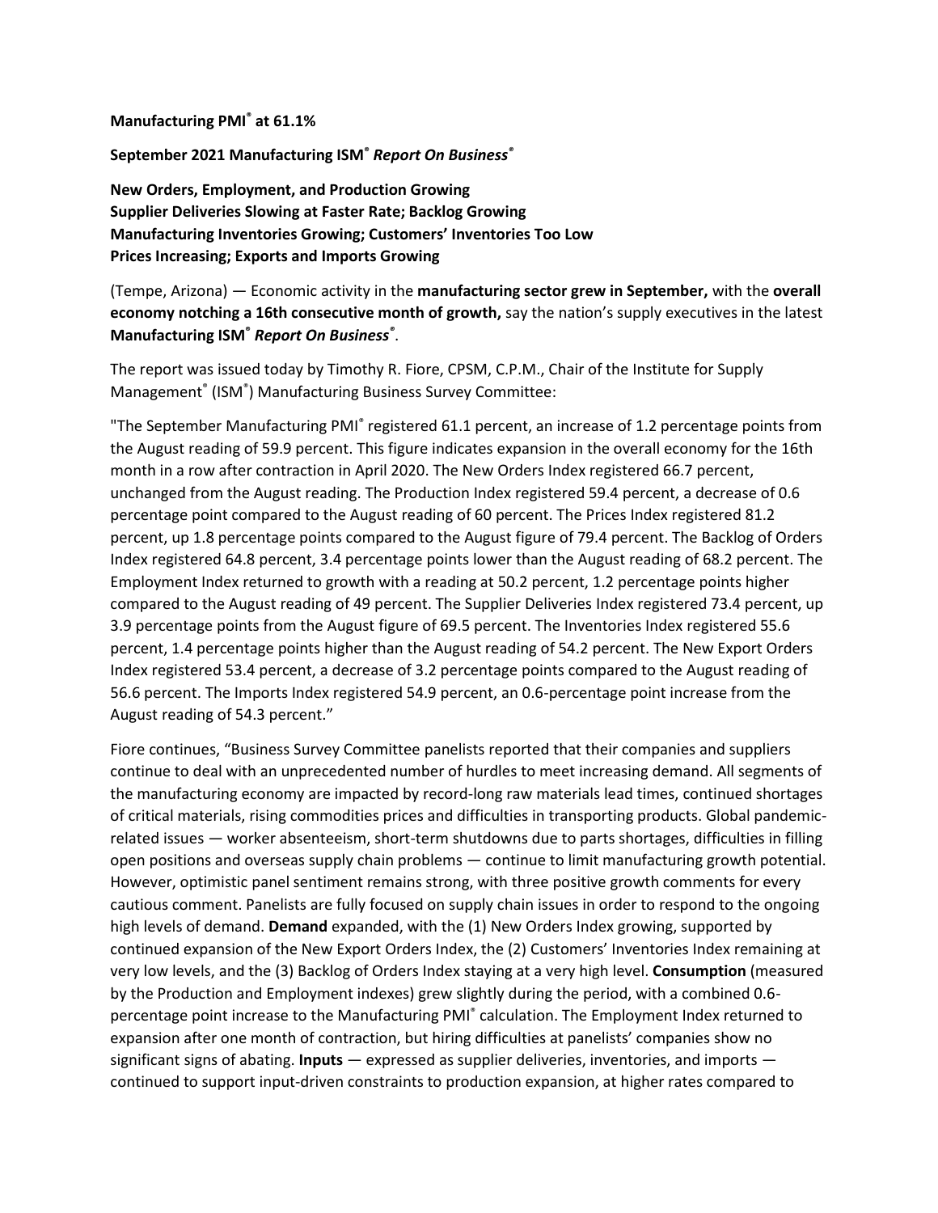**Manufacturing PMI® at 61.1%**

**September 2021 Manufacturing ISM® *Report On Business®***

**New Orders, Employment, and Production Growing**
**Supplier Deliveries Slowing at Faster Rate; Backlog Growing**
**Manufacturing Inventories Growing; Customers' Inventories Too Low**
**Prices Increasing; Exports and Imports Growing**

(Tempe, Arizona) — Economic activity in the **manufacturing sector grew in September,** with the **overall economy notching a 16th consecutive month of growth,** say the nation's supply executives in the latest **Manufacturing ISM® *Report On Business®***.

The report was issued today by Timothy R. Fiore, CPSM, C.P.M., Chair of the Institute for Supply Management® (ISM®) Manufacturing Business Survey Committee:

"The September Manufacturing PMI® registered 61.1 percent, an increase of 1.2 percentage points from the August reading of 59.9 percent. This figure indicates expansion in the overall economy for the 16th month in a row after contraction in April 2020. The New Orders Index registered 66.7 percent, unchanged from the August reading. The Production Index registered 59.4 percent, a decrease of 0.6 percentage point compared to the August reading of 60 percent. The Prices Index registered 81.2 percent, up 1.8 percentage points compared to the August figure of 79.4 percent. The Backlog of Orders Index registered 64.8 percent, 3.4 percentage points lower than the August reading of 68.2 percent. The Employment Index returned to growth with a reading at 50.2 percent, 1.2 percentage points higher compared to the August reading of 49 percent. The Supplier Deliveries Index registered 73.4 percent, up 3.9 percentage points from the August figure of 69.5 percent. The Inventories Index registered 55.6 percent, 1.4 percentage points higher than the August reading of 54.2 percent. The New Export Orders Index registered 53.4 percent, a decrease of 3.2 percentage points compared to the August reading of 56.6 percent. The Imports Index registered 54.9 percent, an 0.6-percentage point increase from the August reading of 54.3 percent."

Fiore continues, "Business Survey Committee panelists reported that their companies and suppliers continue to deal with an unprecedented number of hurdles to meet increasing demand. All segments of the manufacturing economy are impacted by record-long raw materials lead times, continued shortages of critical materials, rising commodities prices and difficulties in transporting products. Global pandemic-related issues — worker absenteeism, short-term shutdowns due to parts shortages, difficulties in filling open positions and overseas supply chain problems — continue to limit manufacturing growth potential. However, optimistic panel sentiment remains strong, with three positive growth comments for every cautious comment. Panelists are fully focused on supply chain issues in order to respond to the ongoing high levels of demand. **Demand** expanded, with the (1) New Orders Index growing, supported by continued expansion of the New Export Orders Index, the (2) Customers' Inventories Index remaining at very low levels, and the (3) Backlog of Orders Index staying at a very high level. **Consumption** (measured by the Production and Employment indexes) grew slightly during the period, with a combined 0.6-percentage point increase to the Manufacturing PMI® calculation. The Employment Index returned to expansion after one month of contraction, but hiring difficulties at panelists' companies show no significant signs of abating. **Inputs** — expressed as supplier deliveries, inventories, and imports — continued to support input-driven constraints to production expansion, at higher rates compared to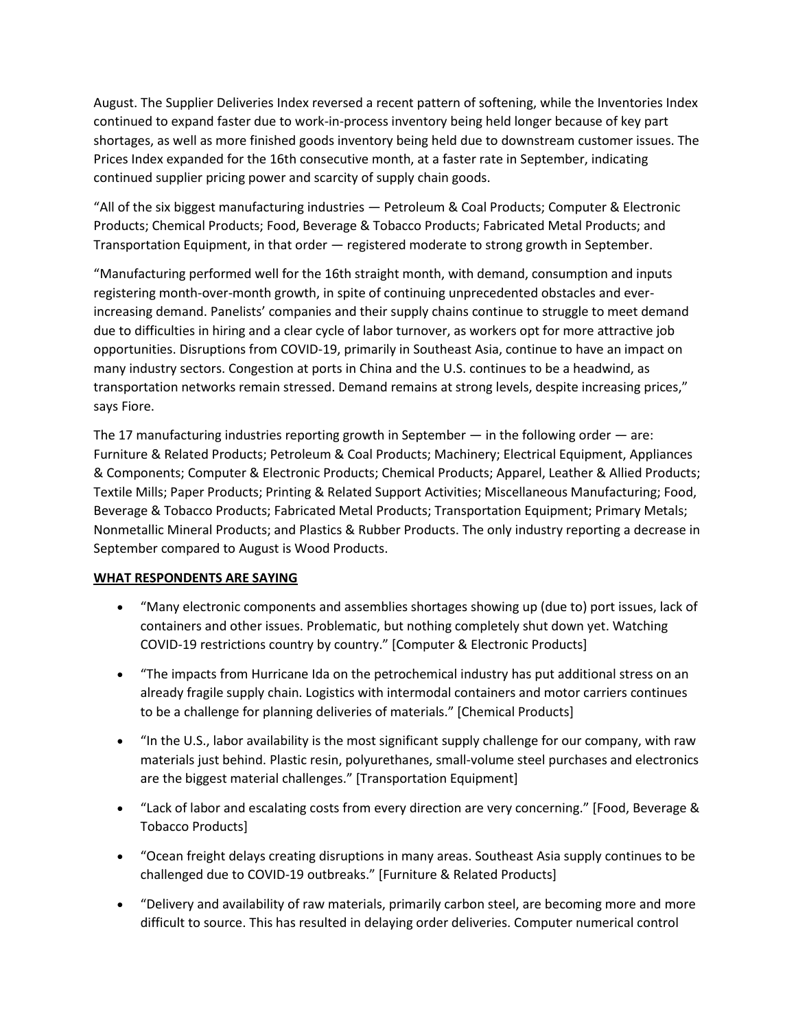August. The Supplier Deliveries Index reversed a recent pattern of softening, while the Inventories Index continued to expand faster due to work-in-process inventory being held longer because of key part shortages, as well as more finished goods inventory being held due to downstream customer issues. The Prices Index expanded for the 16th consecutive month, at a faster rate in September, indicating continued supplier pricing power and scarcity of supply chain goods.

"All of the six biggest manufacturing industries — Petroleum & Coal Products; Computer & Electronic Products; Chemical Products; Food, Beverage & Tobacco Products; Fabricated Metal Products; and Transportation Equipment, in that order — registered moderate to strong growth in September.

"Manufacturing performed well for the 16th straight month, with demand, consumption and inputs registering month-over-month growth, in spite of continuing unprecedented obstacles and ever-increasing demand. Panelists' companies and their supply chains continue to struggle to meet demand due to difficulties in hiring and a clear cycle of labor turnover, as workers opt for more attractive job opportunities. Disruptions from COVID-19, primarily in Southeast Asia, continue to have an impact on many industry sectors. Congestion at ports in China and the U.S. continues to be a headwind, as transportation networks remain stressed. Demand remains at strong levels, despite increasing prices," says Fiore.

The 17 manufacturing industries reporting growth in September — in the following order — are: Furniture & Related Products; Petroleum & Coal Products; Machinery; Electrical Equipment, Appliances & Components; Computer & Electronic Products; Chemical Products; Apparel, Leather & Allied Products; Textile Mills; Paper Products; Printing & Related Support Activities; Miscellaneous Manufacturing; Food, Beverage & Tobacco Products; Fabricated Metal Products; Transportation Equipment; Primary Metals; Nonmetallic Mineral Products; and Plastics & Rubber Products. The only industry reporting a decrease in September compared to August is Wood Products.

**WHAT RESPONDENTS ARE SAYING**

- "Many electronic components and assemblies shortages showing up (due to) port issues, lack of containers and other issues. Problematic, but nothing completely shut down yet. Watching COVID-19 restrictions country by country." [Computer & Electronic Products]
- "The impacts from Hurricane Ida on the petrochemical industry has put additional stress on an already fragile supply chain. Logistics with intermodal containers and motor carriers continues to be a challenge for planning deliveries of materials." [Chemical Products]
- "In the U.S., labor availability is the most significant supply challenge for our company, with raw materials just behind. Plastic resin, polyurethanes, small-volume steel purchases and electronics are the biggest material challenges." [Transportation Equipment]
- "Lack of labor and escalating costs from every direction are very concerning." [Food, Beverage & Tobacco Products]
- "Ocean freight delays creating disruptions in many areas. Southeast Asia supply continues to be challenged due to COVID-19 outbreaks." [Furniture & Related Products]
- "Delivery and availability of raw materials, primarily carbon steel, are becoming more and more difficult to source. This has resulted in delaying order deliveries. Computer numerical control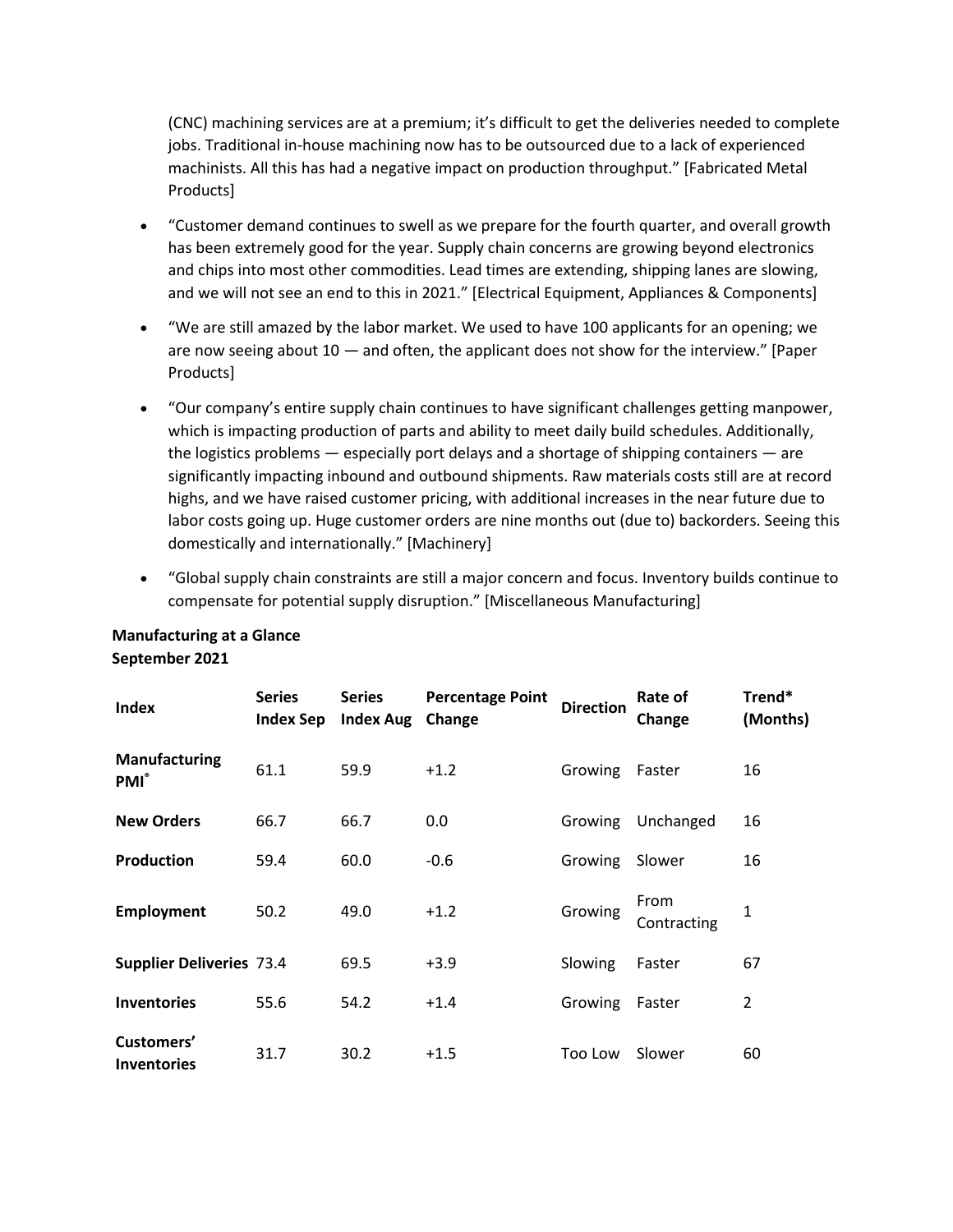(CNC) machining services are at a premium; it's difficult to get the deliveries needed to complete jobs. Traditional in-house machining now has to be outsourced due to a lack of experienced machinists. All this has had a negative impact on production throughput." [Fabricated Metal Products]

- "Customer demand continues to swell as we prepare for the fourth quarter, and overall growth has been extremely good for the year. Supply chain concerns are growing beyond electronics and chips into most other commodities. Lead times are extending, shipping lanes are slowing, and we will not see an end to this in 2021." [Electrical Equipment, Appliances & Components]
- "We are still amazed by the labor market. We used to have 100 applicants for an opening; we are now seeing about 10 — and often, the applicant does not show for the interview." [Paper Products]
- "Our company's entire supply chain continues to have significant challenges getting manpower, which is impacting production of parts and ability to meet daily build schedules. Additionally, the logistics problems — especially port delays and a shortage of shipping containers — are significantly impacting inbound and outbound shipments. Raw materials costs still are at record highs, and we have raised customer pricing, with additional increases in the near future due to labor costs going up. Huge customer orders are nine months out (due to) backorders. Seeing this domestically and internationally." [Machinery]
- "Global supply chain constraints are still a major concern and focus. Inventory builds continue to compensate for potential supply disruption." [Miscellaneous Manufacturing]

**Manufacturing at a Glance**
**September 2021**

| Index | Series Index Sep | Series Index Aug | Percentage Point Change | Direction | Rate of Change | Trend* (Months) |
|---|---|---|---|---|---|---|
| **Manufacturing PMI®** | 61.1 | 59.9 | +1.2 | Growing | Faster | 16 |
| **New Orders** | 66.7 | 66.7 | 0.0 | Growing | Unchanged | 16 |
| **Production** | 59.4 | 60.0 | -0.6 | Growing | Slower | 16 |
| **Employment** | 50.2 | 49.0 | +1.2 | Growing | From Contracting | 1 |
| **Supplier Deliveries** | 73.4 | 69.5 | +3.9 | Slowing | Faster | 67 |
| **Inventories** | 55.6 | 54.2 | +1.4 | Growing | Faster | 2 |
| **Customers' Inventories** | 31.7 | 30.2 | +1.5 | Too Low | Slower | 60 |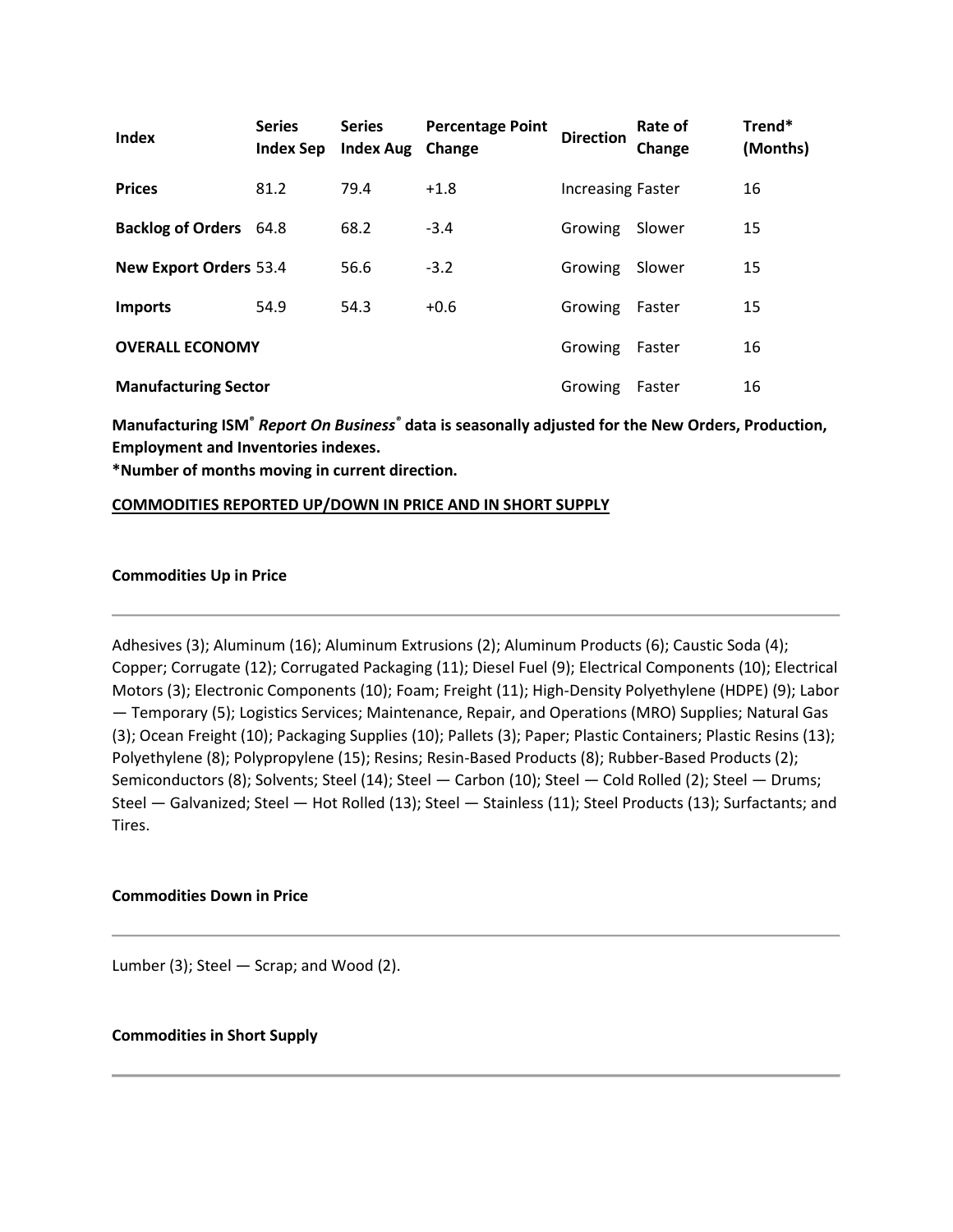| Index | Series Index Sep | Series Index Aug | Percentage Point Change | Direction | Rate of Change | Trend* (Months) |
|---|---|---|---|---|---|---|
| **Prices** | 81.2 | 79.4 | +1.8 | Increasing | Faster | 16 |
| **Backlog of Orders** | 64.8 | 68.2 | -3.4 | Growing | Slower | 15 |
| **New Export Orders** | 53.4 | 56.6 | -3.2 | Growing | Slower | 15 |
| **Imports** | 54.9 | 54.3 | +0.6 | Growing | Faster | 15 |
| **OVERALL ECONOMY** | | | | Growing | Faster | 16 |
| **Manufacturing Sector** | | | | Growing | Faster | 16 |

**Manufacturing ISM® *Report On Business®* data is seasonally adjusted for the New Orders, Production, Employment and Inventories indexes.**

**\*Number of months moving in current direction.**

**COMMODITIES REPORTED UP/DOWN IN PRICE AND IN SHORT SUPPLY**

**Commodities Up in Price**

---

Adhesives (3); Aluminum (16); Aluminum Extrusions (2); Aluminum Products (6); Caustic Soda (4); Copper; Corrugate (12); Corrugated Packaging (11); Diesel Fuel (9); Electrical Components (10); Electrical Motors (3); Electronic Components (10); Foam; Freight (11); High-Density Polyethylene (HDPE) (9); Labor — Temporary (5); Logistics Services; Maintenance, Repair, and Operations (MRO) Supplies; Natural Gas (3); Ocean Freight (10); Packaging Supplies (10); Pallets (3); Paper; Plastic Containers; Plastic Resins (13); Polyethylene (8); Polypropylene (15); Resins; Resin-Based Products (8); Rubber-Based Products (2); Semiconductors (8); Solvents; Steel (14); Steel — Carbon (10); Steel — Cold Rolled (2); Steel — Drums; Steel — Galvanized; Steel — Hot Rolled (13); Steel — Stainless (11); Steel Products (13); Surfactants; and Tires.

**Commodities Down in Price**

---

Lumber (3); Steel — Scrap; and Wood (2).

**Commodities in Short Supply**

---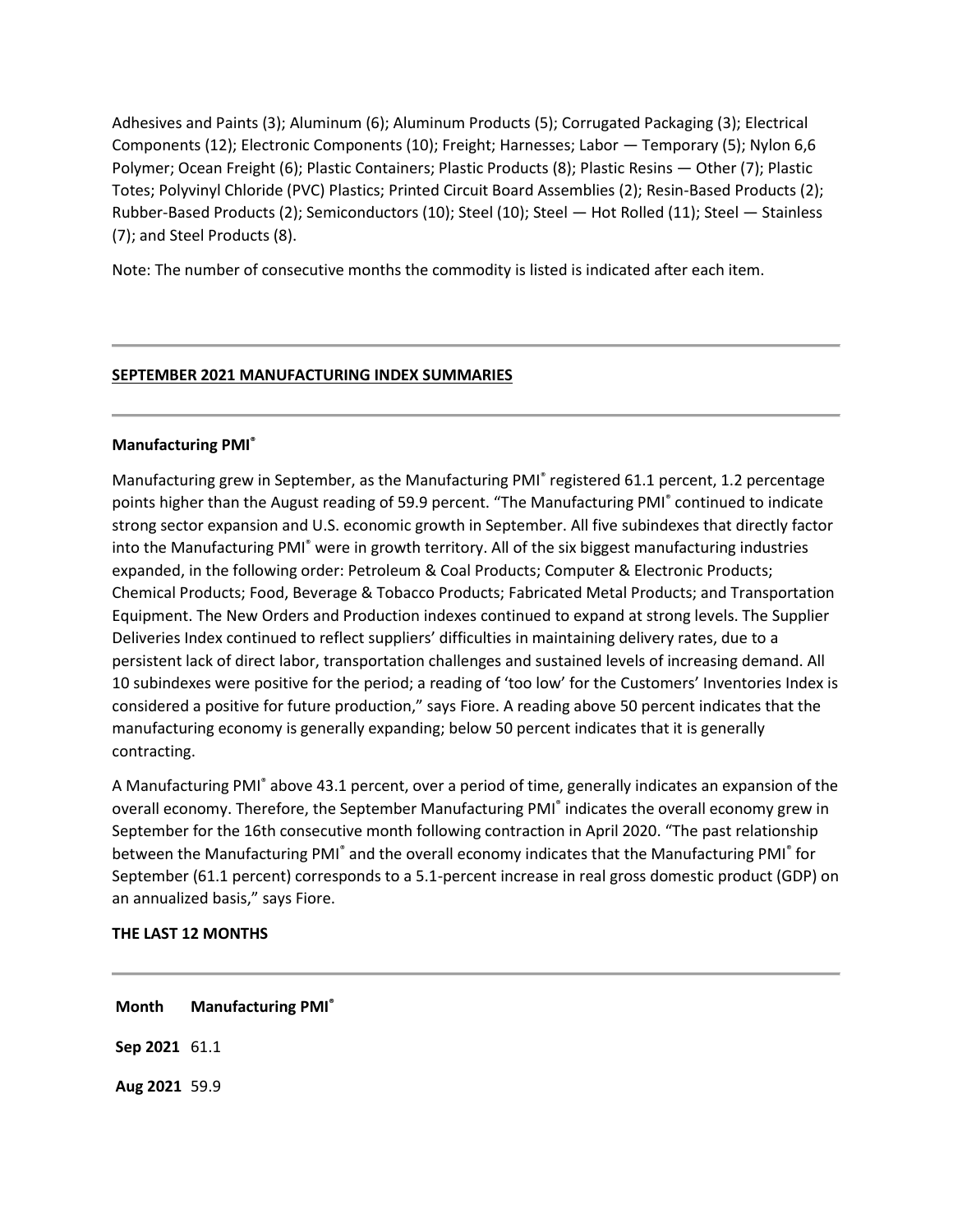Adhesives and Paints (3); Aluminum (6); Aluminum Products (5); Corrugated Packaging (3); Electrical Components (12); Electronic Components (10); Freight; Harnesses; Labor — Temporary (5); Nylon 6,6 Polymer; Ocean Freight (6); Plastic Containers; Plastic Products (8); Plastic Resins — Other (7); Plastic Totes; Polyvinyl Chloride (PVC) Plastics; Printed Circuit Board Assemblies (2); Resin-Based Products (2); Rubber-Based Products (2); Semiconductors (10); Steel (10); Steel — Hot Rolled (11); Steel — Stainless (7); and Steel Products (8).

Note: The number of consecutive months the commodity is listed is indicated after each item.

---

## SEPTEMBER 2021 MANUFACTURING INDEX SUMMARIES

---

### Manufacturing PMI®

Manufacturing grew in September, as the Manufacturing PMI® registered 61.1 percent, 1.2 percentage points higher than the August reading of 59.9 percent. "The Manufacturing PMI® continued to indicate strong sector expansion and U.S. economic growth in September. All five subindexes that directly factor into the Manufacturing PMI® were in growth territory. All of the six biggest manufacturing industries expanded, in the following order: Petroleum & Coal Products; Computer & Electronic Products; Chemical Products; Food, Beverage & Tobacco Products; Fabricated Metal Products; and Transportation Equipment. The New Orders and Production indexes continued to expand at strong levels. The Supplier Deliveries Index continued to reflect suppliers' difficulties in maintaining delivery rates, due to a persistent lack of direct labor, transportation challenges and sustained levels of increasing demand. All 10 subindexes were positive for the period; a reading of 'too low' for the Customers' Inventories Index is considered a positive for future production," says Fiore. A reading above 50 percent indicates that the manufacturing economy is generally expanding; below 50 percent indicates that it is generally contracting.

A Manufacturing PMI® above 43.1 percent, over a period of time, generally indicates an expansion of the overall economy. Therefore, the September Manufacturing PMI® indicates the overall economy grew in September for the 16th consecutive month following contraction in April 2020. "The past relationship between the Manufacturing PMI® and the overall economy indicates that the Manufacturing PMI® for September (61.1 percent) corresponds to a 5.1-percent increase in real gross domestic product (GDP) on an annualized basis," says Fiore.

### THE LAST 12 MONTHS

---

| Month | Manufacturing PMI® |
|---|---|
| **Sep 2021** | 61.1 |
| **Aug 2021** | 59.9 |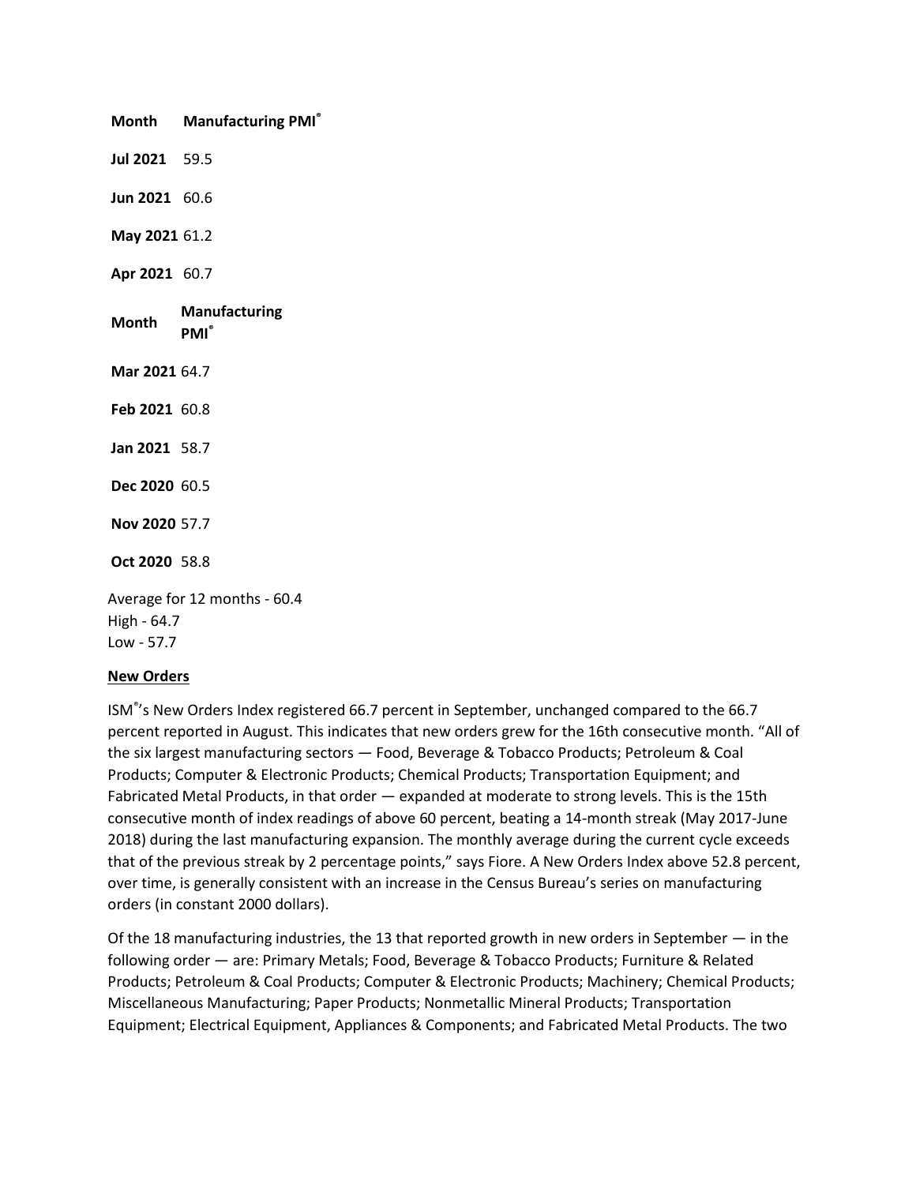| Month | Manufacturing PMI® |
| --- | --- |
| Jul 2021 | 59.5 |
| Jun 2021 | 60.6 |
| May 2021 | 61.2 |
| Apr 2021 | 60.7 |
| Mar 2021 | 64.7 |
| Feb 2021 | 60.8 |
| Jan 2021 | 58.7 |
| Dec 2020 | 60.5 |
| Nov 2020 | 57.7 |
| Oct 2020 | 58.8 |

Average for 12 months - 60.4
High - 64.7
Low - 57.7

**New Orders**

ISM®'s New Orders Index registered 66.7 percent in September, unchanged compared to the 66.7 percent reported in August. This indicates that new orders grew for the 16th consecutive month. "All of the six largest manufacturing sectors — Food, Beverage & Tobacco Products; Petroleum & Coal Products; Computer & Electronic Products; Chemical Products; Transportation Equipment; and Fabricated Metal Products, in that order — expanded at moderate to strong levels. This is the 15th consecutive month of index readings of above 60 percent, beating a 14-month streak (May 2017-June 2018) during the last manufacturing expansion. The monthly average during the current cycle exceeds that of the previous streak by 2 percentage points," says Fiore. A New Orders Index above 52.8 percent, over time, is generally consistent with an increase in the Census Bureau's series on manufacturing orders (in constant 2000 dollars).

Of the 18 manufacturing industries, the 13 that reported growth in new orders in September — in the following order — are: Primary Metals; Food, Beverage & Tobacco Products; Furniture & Related Products; Petroleum & Coal Products; Computer & Electronic Products; Machinery; Chemical Products; Miscellaneous Manufacturing; Paper Products; Nonmetallic Mineral Products; Transportation Equipment; Electrical Equipment, Appliances & Components; and Fabricated Metal Products. The two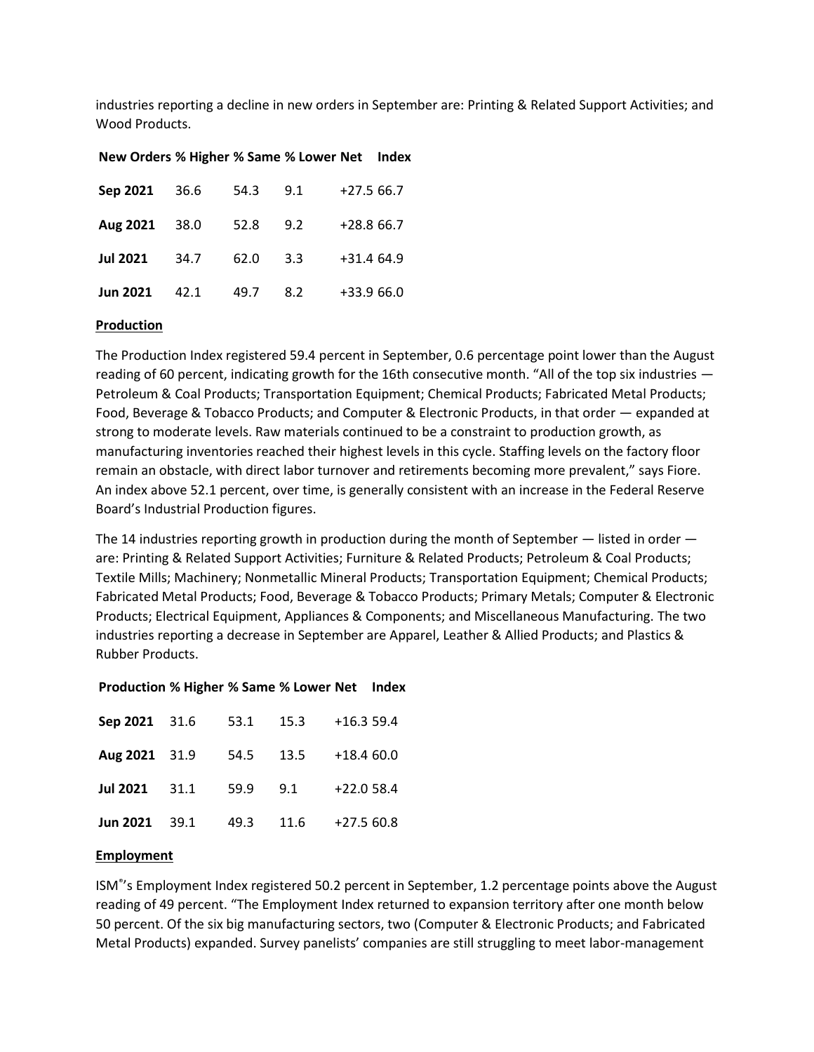industries reporting a decline in new orders in September are: Printing & Related Support Activities; and Wood Products.

| New Orders | % Higher | % Same | % Lower | Net | Index |
|---|---|---|---|---|---|
| **Sep 2021** | 36.6 | 54.3 | 9.1 | +27.5 | 66.7 |
| **Aug 2021** | 38.0 | 52.8 | 9.2 | +28.8 | 66.7 |
| **Jul 2021** | 34.7 | 62.0 | 3.3 | +31.4 | 64.9 |
| **Jun 2021** | 42.1 | 49.7 | 8.2 | +33.9 | 66.0 |

## Production

The Production Index registered 59.4 percent in September, 0.6 percentage point lower than the August reading of 60 percent, indicating growth for the 16th consecutive month. "All of the top six industries — Petroleum & Coal Products; Transportation Equipment; Chemical Products; Fabricated Metal Products; Food, Beverage & Tobacco Products; and Computer & Electronic Products, in that order — expanded at strong to moderate levels. Raw materials continued to be a constraint to production growth, as manufacturing inventories reached their highest levels in this cycle. Staffing levels on the factory floor remain an obstacle, with direct labor turnover and retirements becoming more prevalent," says Fiore. An index above 52.1 percent, over time, is generally consistent with an increase in the Federal Reserve Board's Industrial Production figures.

The 14 industries reporting growth in production during the month of September — listed in order — are: Printing & Related Support Activities; Furniture & Related Products; Petroleum & Coal Products; Textile Mills; Machinery; Nonmetallic Mineral Products; Transportation Equipment; Chemical Products; Fabricated Metal Products; Food, Beverage & Tobacco Products; Primary Metals; Computer & Electronic Products; Electrical Equipment, Appliances & Components; and Miscellaneous Manufacturing. The two industries reporting a decrease in September are Apparel, Leather & Allied Products; and Plastics & Rubber Products.

| Production | % Higher | % Same | % Lower | Net | Index |
|---|---|---|---|---|---|
| **Sep 2021** | 31.6 | 53.1 | 15.3 | +16.3 | 59.4 |
| **Aug 2021** | 31.9 | 54.5 | 13.5 | +18.4 | 60.0 |
| **Jul 2021** | 31.1 | 59.9 | 9.1 | +22.0 | 58.4 |
| **Jun 2021** | 39.1 | 49.3 | 11.6 | +27.5 | 60.8 |

## Employment

ISM®'s Employment Index registered 50.2 percent in September, 1.2 percentage points above the August reading of 49 percent. "The Employment Index returned to expansion territory after one month below 50 percent. Of the six big manufacturing sectors, two (Computer & Electronic Products; and Fabricated Metal Products) expanded. Survey panelists' companies are still struggling to meet labor-management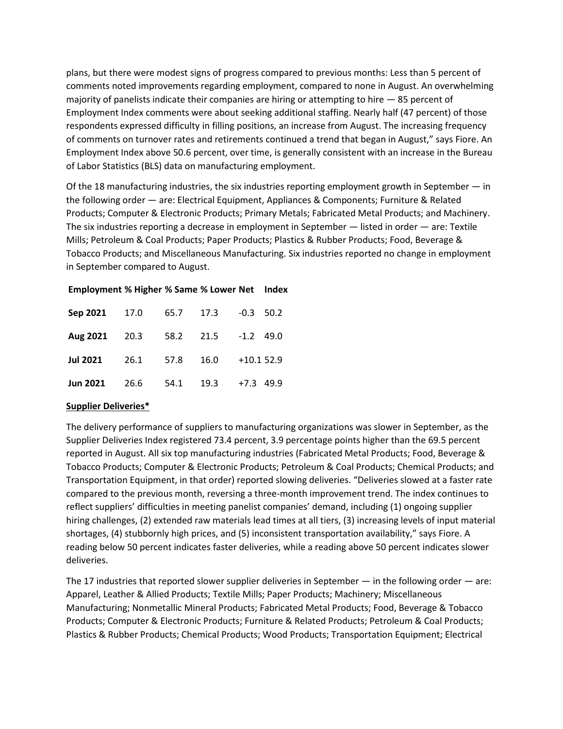plans, but there were modest signs of progress compared to previous months: Less than 5 percent of comments noted improvements regarding employment, compared to none in August. An overwhelming majority of panelists indicate their companies are hiring or attempting to hire — 85 percent of Employment Index comments were about seeking additional staffing. Nearly half (47 percent) of those respondents expressed difficulty in filling positions, an increase from August. The increasing frequency of comments on turnover rates and retirements continued a trend that began in August," says Fiore. An Employment Index above 50.6 percent, over time, is generally consistent with an increase in the Bureau of Labor Statistics (BLS) data on manufacturing employment.

Of the 18 manufacturing industries, the six industries reporting employment growth in September — in the following order — are: Electrical Equipment, Appliances & Components; Furniture & Related Products; Computer & Electronic Products; Primary Metals; Fabricated Metal Products; and Machinery. The six industries reporting a decrease in employment in September — listed in order — are: Textile Mills; Petroleum & Coal Products; Paper Products; Plastics & Rubber Products; Food, Beverage & Tobacco Products; and Miscellaneous Manufacturing. Six industries reported no change in employment in September compared to August.

| Employment | % Higher | % Same | % Lower | Net | Index |
|---|---|---|---|---|---|
| **Sep 2021** | 17.0 | 65.7 | 17.3 | -0.3 | 50.2 |
| **Aug 2021** | 20.3 | 58.2 | 21.5 | -1.2 | 49.0 |
| **Jul 2021** | 26.1 | 57.8 | 16.0 | +10.1 | 52.9 |
| **Jun 2021** | 26.6 | 54.1 | 19.3 | +7.3 | 49.9 |

**Supplier Deliveries***

The delivery performance of suppliers to manufacturing organizations was slower in September, as the Supplier Deliveries Index registered 73.4 percent, 3.9 percentage points higher than the 69.5 percent reported in August. All six top manufacturing industries (Fabricated Metal Products; Food, Beverage & Tobacco Products; Computer & Electronic Products; Petroleum & Coal Products; Chemical Products; and Transportation Equipment, in that order) reported slowing deliveries. "Deliveries slowed at a faster rate compared to the previous month, reversing a three-month improvement trend. The index continues to reflect suppliers' difficulties in meeting panelist companies' demand, including (1) ongoing supplier hiring challenges, (2) extended raw materials lead times at all tiers, (3) increasing levels of input material shortages, (4) stubbornly high prices, and (5) inconsistent transportation availability," says Fiore. A reading below 50 percent indicates faster deliveries, while a reading above 50 percent indicates slower deliveries.

The 17 industries that reported slower supplier deliveries in September — in the following order — are: Apparel, Leather & Allied Products; Textile Mills; Paper Products; Machinery; Miscellaneous Manufacturing; Nonmetallic Mineral Products; Fabricated Metal Products; Food, Beverage & Tobacco Products; Computer & Electronic Products; Furniture & Related Products; Petroleum & Coal Products; Plastics & Rubber Products; Chemical Products; Wood Products; Transportation Equipment; Electrical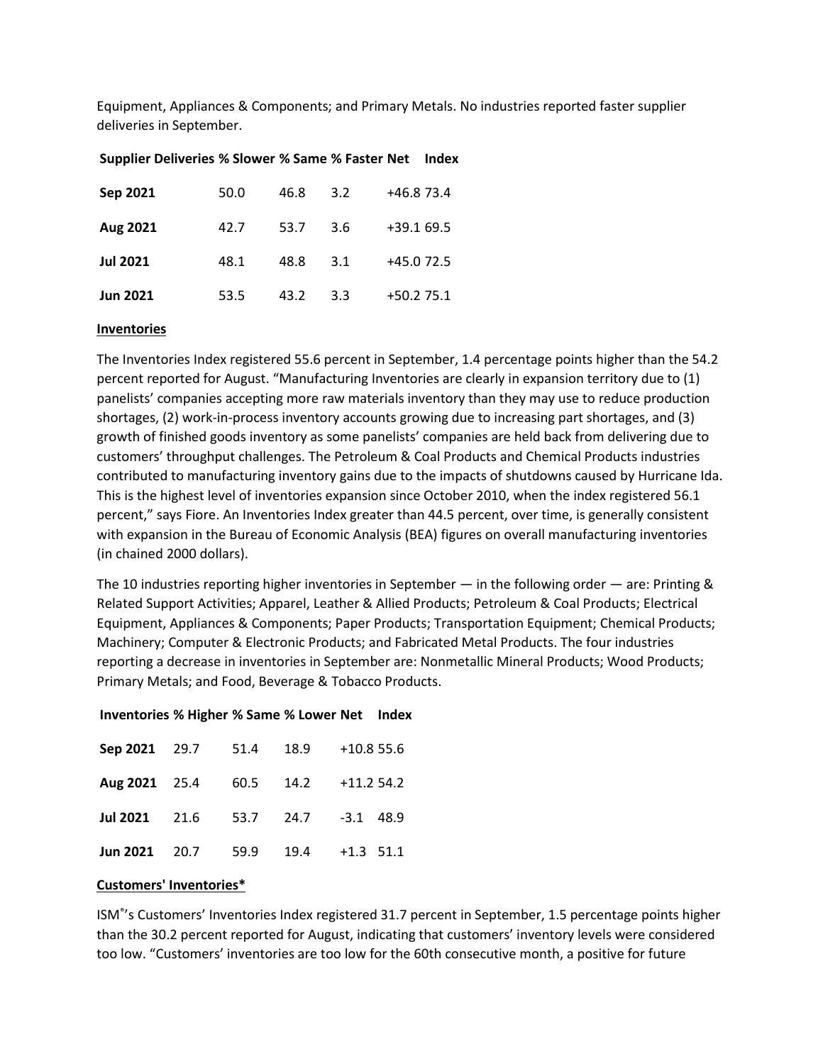Equipment, Appliances & Components; and Primary Metals. No industries reported faster supplier deliveries in September.

| Supplier Deliveries | % Slower | % Same | % Faster | Net | Index |
|---|---|---|---|---|---|
| **Sep 2021** | 50.0 | 46.8 | 3.2 | +46.8 | 73.4 |
| **Aug 2021** | 42.7 | 53.7 | 3.6 | +39.1 | 69.5 |
| **Jul 2021** | 48.1 | 48.8 | 3.1 | +45.0 | 72.5 |
| **Jun 2021** | 53.5 | 43.2 | 3.3 | +50.2 | 75.1 |

**Inventories**

The Inventories Index registered 55.6 percent in September, 1.4 percentage points higher than the 54.2 percent reported for August. "Manufacturing Inventories are clearly in expansion territory due to (1) panelists' companies accepting more raw materials inventory than they may use to reduce production shortages, (2) work-in-process inventory accounts growing due to increasing part shortages, and (3) growth of finished goods inventory as some panelists' companies are held back from delivering due to customers' throughput challenges. The Petroleum & Coal Products and Chemical Products industries contributed to manufacturing inventory gains due to the impacts of shutdowns caused by Hurricane Ida. This is the highest level of inventories expansion since October 2010, when the index registered 56.1 percent," says Fiore. An Inventories Index greater than 44.5 percent, over time, is generally consistent with expansion in the Bureau of Economic Analysis (BEA) figures on overall manufacturing inventories (in chained 2000 dollars).

The 10 industries reporting higher inventories in September — in the following order — are: Printing & Related Support Activities; Apparel, Leather & Allied Products; Petroleum & Coal Products; Electrical Equipment, Appliances & Components; Paper Products; Transportation Equipment; Chemical Products; Machinery; Computer & Electronic Products; and Fabricated Metal Products. The four industries reporting a decrease in inventories in September are: Nonmetallic Mineral Products; Wood Products; Primary Metals; and Food, Beverage & Tobacco Products.

| Inventories | % Higher | % Same | % Lower | Net | Index |
|---|---|---|---|---|---|
| **Sep 2021** | 29.7 | 51.4 | 18.9 | +10.8 | 55.6 |
| **Aug 2021** | 25.4 | 60.5 | 14.2 | +11.2 | 54.2 |
| **Jul 2021** | 21.6 | 53.7 | 24.7 | -3.1 | 48.9 |
| **Jun 2021** | 20.7 | 59.9 | 19.4 | +1.3 | 51.1 |

**Customers' Inventories***

ISM®'s Customers' Inventories Index registered 31.7 percent in September, 1.5 percentage points higher than the 30.2 percent reported for August, indicating that customers' inventory levels were considered too low. "Customers' inventories are too low for the 60th consecutive month, a positive for future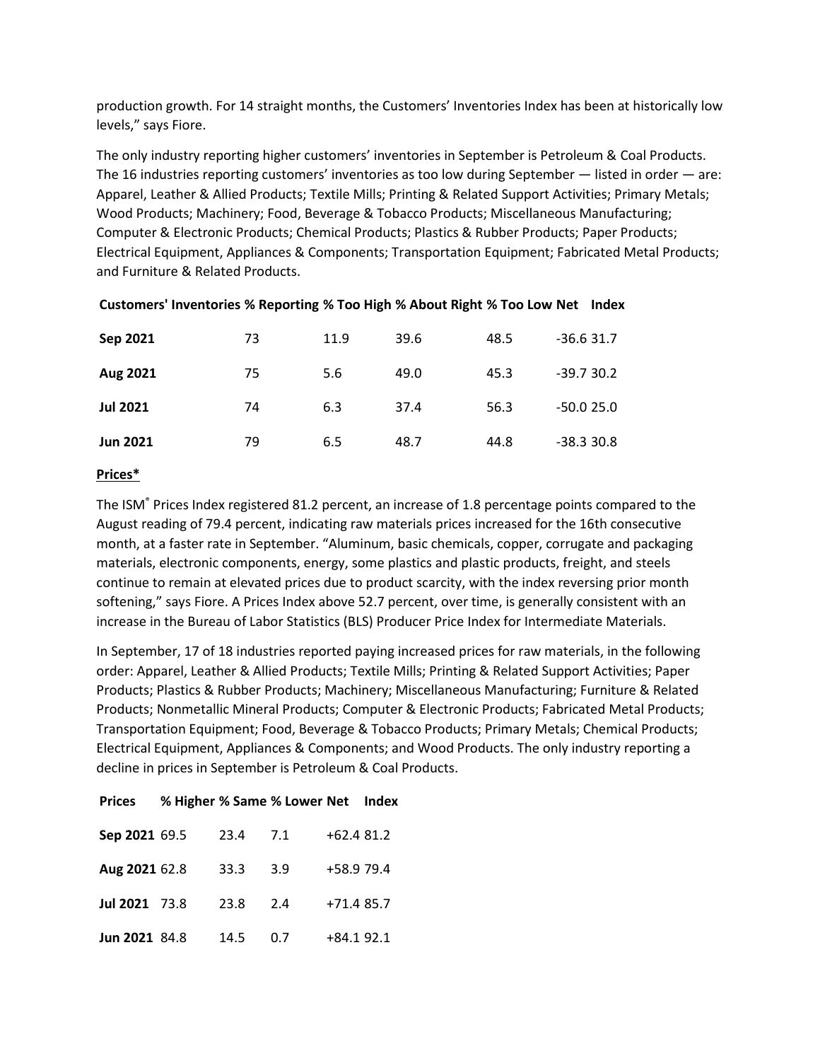production growth. For 14 straight months, the Customers' Inventories Index has been at historically low levels," says Fiore.

The only industry reporting higher customers' inventories in September is Petroleum & Coal Products. The 16 industries reporting customers' inventories as too low during September — listed in order — are: Apparel, Leather & Allied Products; Textile Mills; Printing & Related Support Activities; Primary Metals; Wood Products; Machinery; Food, Beverage & Tobacco Products; Miscellaneous Manufacturing; Computer & Electronic Products; Chemical Products; Plastics & Rubber Products; Paper Products; Electrical Equipment, Appliances & Components; Transportation Equipment; Fabricated Metal Products; and Furniture & Related Products.

| Customers' Inventories | % Reporting | % Too High | % About Right | % Too Low | Net | Index |
|---|---|---|---|---|---|---|
| **Sep 2021** | 73 | 11.9 | 39.6 | 48.5 | -36.6 | 31.7 |
| **Aug 2021** | 75 | 5.6 | 49.0 | 45.3 | -39.7 | 30.2 |
| **Jul 2021** | 74 | 6.3 | 37.4 | 56.3 | -50.0 | 25.0 |
| **Jun 2021** | 79 | 6.5 | 48.7 | 44.8 | -38.3 | 30.8 |

**Prices***

The ISM® Prices Index registered 81.2 percent, an increase of 1.8 percentage points compared to the August reading of 79.4 percent, indicating raw materials prices increased for the 16th consecutive month, at a faster rate in September. "Aluminum, basic chemicals, copper, corrugate and packaging materials, electronic components, energy, some plastics and plastic products, freight, and steels continue to remain at elevated prices due to product scarcity, with the index reversing prior month softening," says Fiore. A Prices Index above 52.7 percent, over time, is generally consistent with an increase in the Bureau of Labor Statistics (BLS) Producer Price Index for Intermediate Materials.

In September, 17 of 18 industries reported paying increased prices for raw materials, in the following order: Apparel, Leather & Allied Products; Textile Mills; Printing & Related Support Activities; Paper Products; Plastics & Rubber Products; Machinery; Miscellaneous Manufacturing; Furniture & Related Products; Nonmetallic Mineral Products; Computer & Electronic Products; Fabricated Metal Products; Transportation Equipment; Food, Beverage & Tobacco Products; Primary Metals; Chemical Products; Electrical Equipment, Appliances & Components; and Wood Products. The only industry reporting a decline in prices in September is Petroleum & Coal Products.

| Prices | % Higher | % Same | % Lower | Net | Index |
|---|---|---|---|---|---|
| **Sep 2021** | 69.5 | 23.4 | 7.1 | +62.4 | 81.2 |
| **Aug 2021** | 62.8 | 33.3 | 3.9 | +58.9 | 79.4 |
| **Jul 2021** | 73.8 | 23.8 | 2.4 | +71.4 | 85.7 |
| **Jun 2021** | 84.8 | 14.5 | 0.7 | +84.1 | 92.1 |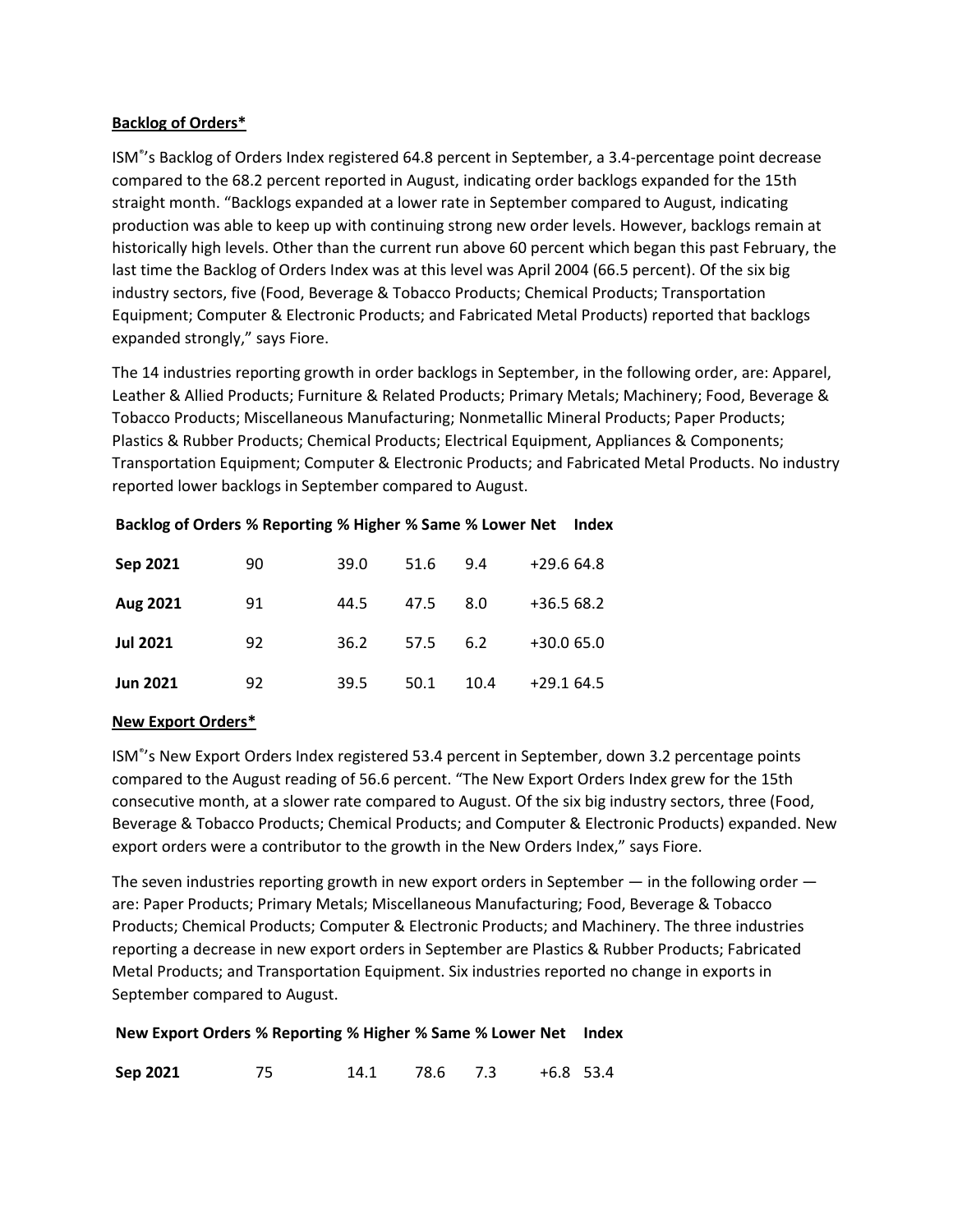**Backlog of Orders***

ISM®'s Backlog of Orders Index registered 64.8 percent in September, a 3.4-percentage point decrease compared to the 68.2 percent reported in August, indicating order backlogs expanded for the 15th straight month. "Backlogs expanded at a lower rate in September compared to August, indicating production was able to keep up with continuing strong new order levels. However, backlogs remain at historically high levels. Other than the current run above 60 percent which began this past February, the last time the Backlog of Orders Index was at this level was April 2004 (66.5 percent). Of the six big industry sectors, five (Food, Beverage & Tobacco Products; Chemical Products; Transportation Equipment; Computer & Electronic Products; and Fabricated Metal Products) reported that backlogs expanded strongly," says Fiore.

The 14 industries reporting growth in order backlogs in September, in the following order, are: Apparel, Leather & Allied Products; Furniture & Related Products; Primary Metals; Machinery; Food, Beverage & Tobacco Products; Miscellaneous Manufacturing; Nonmetallic Mineral Products; Paper Products; Plastics & Rubber Products; Chemical Products; Electrical Equipment, Appliances & Components; Transportation Equipment; Computer & Electronic Products; and Fabricated Metal Products. No industry reported lower backlogs in September compared to August.

| Backlog of Orders | % Reporting | % Higher | % Same | % Lower | Net | Index |
|---|---|---|---|---|---|---|
| **Sep 2021** | 90 | 39.0 | 51.6 | 9.4 | +29.6 | 64.8 |
| **Aug 2021** | 91 | 44.5 | 47.5 | 8.0 | +36.5 | 68.2 |
| **Jul 2021** | 92 | 36.2 | 57.5 | 6.2 | +30.0 | 65.0 |
| **Jun 2021** | 92 | 39.5 | 50.1 | 10.4 | +29.1 | 64.5 |

**New Export Orders***

ISM®'s New Export Orders Index registered 53.4 percent in September, down 3.2 percentage points compared to the August reading of 56.6 percent. "The New Export Orders Index grew for the 15th consecutive month, at a slower rate compared to August. Of the six big industry sectors, three (Food, Beverage & Tobacco Products; Chemical Products; and Computer & Electronic Products) expanded. New export orders were a contributor to the growth in the New Orders Index," says Fiore.

The seven industries reporting growth in new export orders in September — in the following order — are: Paper Products; Primary Metals; Miscellaneous Manufacturing; Food, Beverage & Tobacco Products; Chemical Products; Computer & Electronic Products; and Machinery. The three industries reporting a decrease in new export orders in September are Plastics & Rubber Products; Fabricated Metal Products; and Transportation Equipment. Six industries reported no change in exports in September compared to August.

| New Export Orders | % Reporting | % Higher | % Same | % Lower | Net | Index |
|---|---|---|---|---|---|---|
| **Sep 2021** | 75 | 14.1 | 78.6 | 7.3 | +6.8 | 53.4 |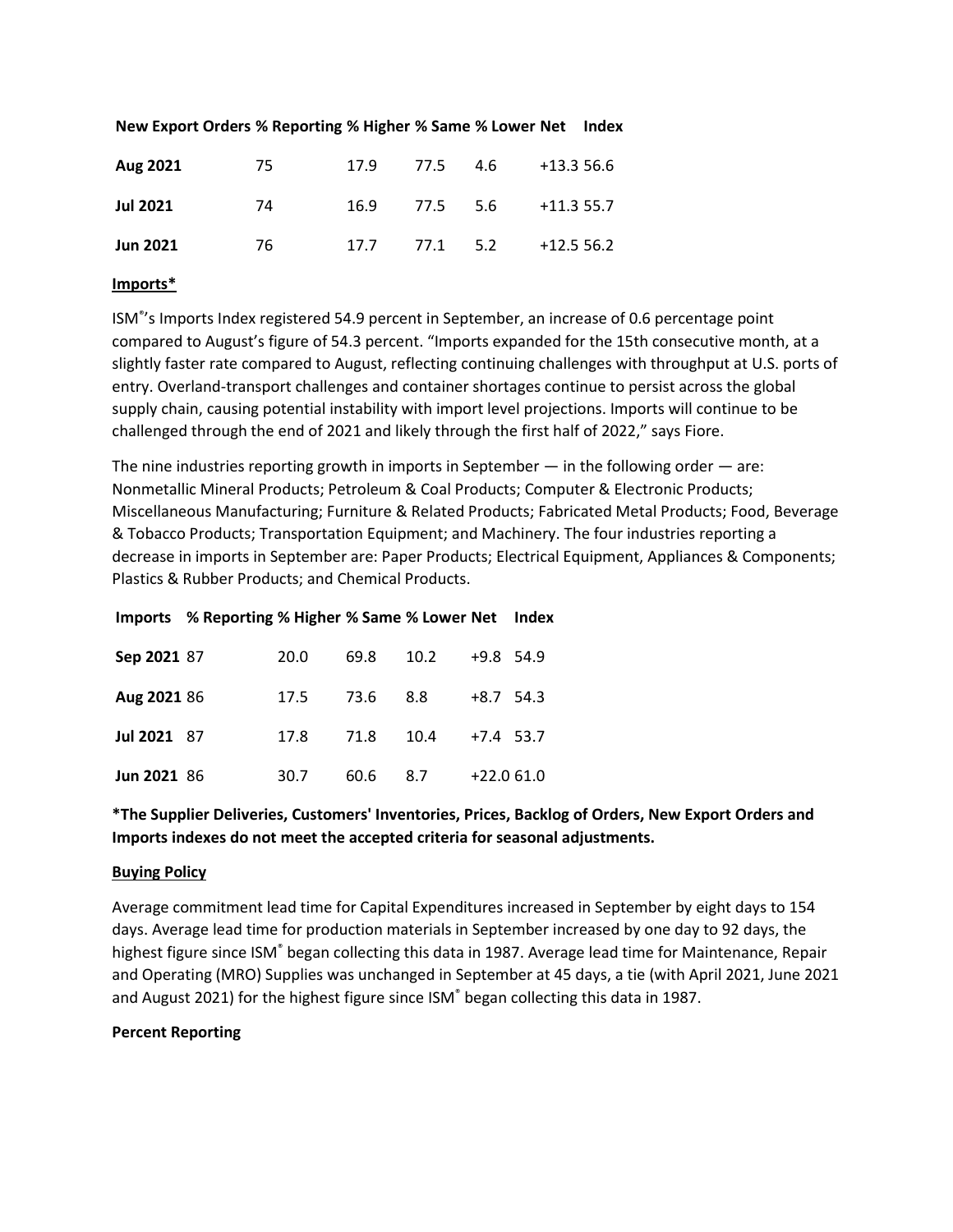| New Export Orders | % Reporting | % Higher | % Same | % Lower | Net | Index |
|---|---|---|---|---|---|---|
| **Aug 2021** | 75 | 17.9 | 77.5 | 4.6 | +13.3 | 56.6 |
| **Jul 2021** | 74 | 16.9 | 77.5 | 5.6 | +11.3 | 55.7 |
| **Jun 2021** | 76 | 17.7 | 77.1 | 5.2 | +12.5 | 56.2 |

**Imports***

ISM®'s Imports Index registered 54.9 percent in September, an increase of 0.6 percentage point compared to August's figure of 54.3 percent. "Imports expanded for the 15th consecutive month, at a slightly faster rate compared to August, reflecting continuing challenges with throughput at U.S. ports of entry. Overland-transport challenges and container shortages continue to persist across the global supply chain, causing potential instability with import level projections. Imports will continue to be challenged through the end of 2021 and likely through the first half of 2022," says Fiore.

The nine industries reporting growth in imports in September — in the following order — are: Nonmetallic Mineral Products; Petroleum & Coal Products; Computer & Electronic Products; Miscellaneous Manufacturing; Furniture & Related Products; Fabricated Metal Products; Food, Beverage & Tobacco Products; Transportation Equipment; and Machinery. The four industries reporting a decrease in imports in September are: Paper Products; Electrical Equipment, Appliances & Components; Plastics & Rubber Products; and Chemical Products.

| Imports | % Reporting | % Higher | % Same | % Lower | Net | Index |
|---|---|---|---|---|---|---|
| **Sep 2021** | 87 | 20.0 | 69.8 | 10.2 | +9.8 | 54.9 |
| **Aug 2021** | 86 | 17.5 | 73.6 | 8.8 | +8.7 | 54.3 |
| **Jul 2021** | 87 | 17.8 | 71.8 | 10.4 | +7.4 | 53.7 |
| **Jun 2021** | 86 | 30.7 | 60.6 | 8.7 | +22.0 | 61.0 |

**\*The Supplier Deliveries, Customers' Inventories, Prices, Backlog of Orders, New Export Orders and Imports indexes do not meet the accepted criteria for seasonal adjustments.**

**Buying Policy**

Average commitment lead time for Capital Expenditures increased in September by eight days to 154 days. Average lead time for production materials in September increased by one day to 92 days, the highest figure since ISM® began collecting this data in 1987. Average lead time for Maintenance, Repair and Operating (MRO) Supplies was unchanged in September at 45 days, a tie (with April 2021, June 2021 and August 2021) for the highest figure since ISM® began collecting this data in 1987.

**Percent Reporting**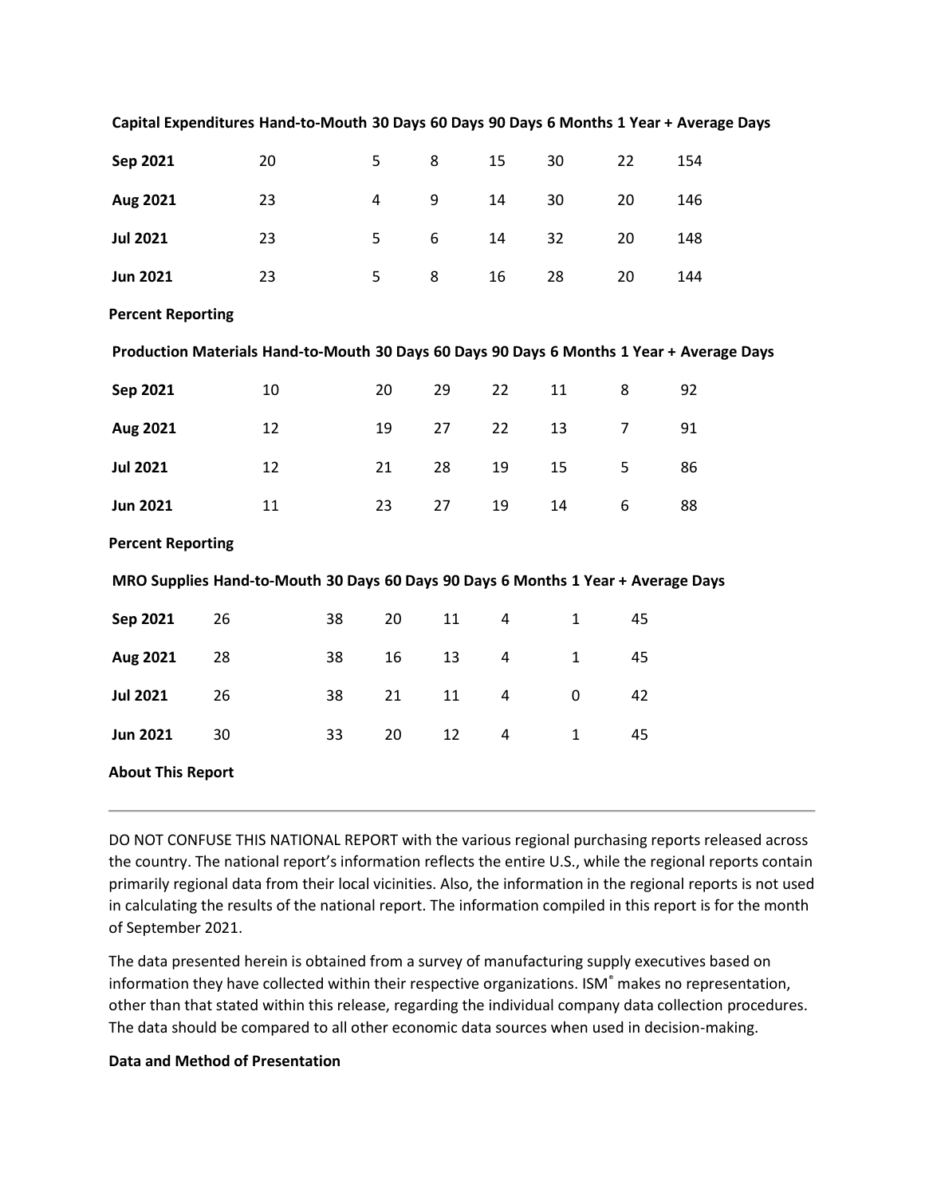| Capital Expenditures | Hand-to-Mouth | 30 Days | 60 Days | 90 Days | 6 Months | 1 Year + | Average Days |
|---|---|---|---|---|---|---|---|
| **Sep 2021** | 20 | 5 | 8 | 15 | 30 | 22 | 154 |
| **Aug 2021** | 23 | 4 | 9 | 14 | 30 | 20 | 146 |
| **Jul 2021** | 23 | 5 | 6 | 14 | 32 | 20 | 148 |
| **Jun 2021** | 23 | 5 | 8 | 16 | 28 | 20 | 144 |

**Percent Reporting**

| Production Materials | Hand-to-Mouth | 30 Days | 60 Days | 90 Days | 6 Months | 1 Year + | Average Days |
|---|---|---|---|---|---|---|---|
| **Sep 2021** | 10 | 20 | 29 | 22 | 11 | 8 | 92 |
| **Aug 2021** | 12 | 19 | 27 | 22 | 13 | 7 | 91 |
| **Jul 2021** | 12 | 21 | 28 | 19 | 15 | 5 | 86 |
| **Jun 2021** | 11 | 23 | 27 | 19 | 14 | 6 | 88 |

**Percent Reporting**

| MRO Supplies | Hand-to-Mouth | 30 Days | 60 Days | 90 Days | 6 Months | 1 Year + | Average Days |
|---|---|---|---|---|---|---|---|
| **Sep 2021** | 26 | 38 | 20 | 11 | 4 | 1 | 45 |
| **Aug 2021** | 28 | 38 | 16 | 13 | 4 | 1 | 45 |
| **Jul 2021** | 26 | 38 | 21 | 11 | 4 | 0 | 42 |
| **Jun 2021** | 30 | 33 | 20 | 12 | 4 | 1 | 45 |

**About This Report**

---

DO NOT CONFUSE THIS NATIONAL REPORT with the various regional purchasing reports released across the country. The national report's information reflects the entire U.S., while the regional reports contain primarily regional data from their local vicinities. Also, the information in the regional reports is not used in calculating the results of the national report. The information compiled in this report is for the month of September 2021.

The data presented herein is obtained from a survey of manufacturing supply executives based on information they have collected within their respective organizations. ISM® makes no representation, other than that stated within this release, regarding the individual company data collection procedures. The data should be compared to all other economic data sources when used in decision-making.

**Data and Method of Presentation**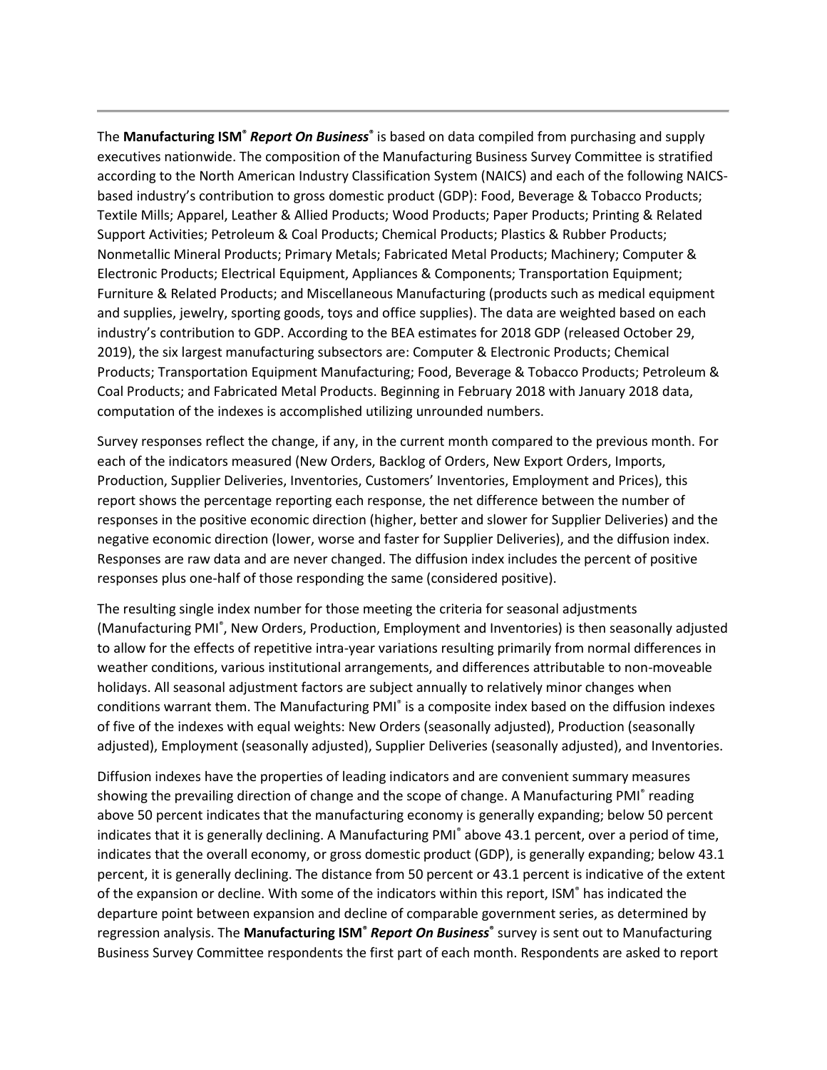The **Manufacturing ISM® *Report On Business®*** is based on data compiled from purchasing and supply executives nationwide. The composition of the Manufacturing Business Survey Committee is stratified according to the North American Industry Classification System (NAICS) and each of the following NAICS-based industry's contribution to gross domestic product (GDP): Food, Beverage & Tobacco Products; Textile Mills; Apparel, Leather & Allied Products; Wood Products; Paper Products; Printing & Related Support Activities; Petroleum & Coal Products; Chemical Products; Plastics & Rubber Products; Nonmetallic Mineral Products; Primary Metals; Fabricated Metal Products; Machinery; Computer & Electronic Products; Electrical Equipment, Appliances & Components; Transportation Equipment; Furniture & Related Products; and Miscellaneous Manufacturing (products such as medical equipment and supplies, jewelry, sporting goods, toys and office supplies). The data are weighted based on each industry's contribution to GDP. According to the BEA estimates for 2018 GDP (released October 29, 2019), the six largest manufacturing subsectors are: Computer & Electronic Products; Chemical Products; Transportation Equipment Manufacturing; Food, Beverage & Tobacco Products; Petroleum & Coal Products; and Fabricated Metal Products. Beginning in February 2018 with January 2018 data, computation of the indexes is accomplished utilizing unrounded numbers.

Survey responses reflect the change, if any, in the current month compared to the previous month. For each of the indicators measured (New Orders, Backlog of Orders, New Export Orders, Imports, Production, Supplier Deliveries, Inventories, Customers' Inventories, Employment and Prices), this report shows the percentage reporting each response, the net difference between the number of responses in the positive economic direction (higher, better and slower for Supplier Deliveries) and the negative economic direction (lower, worse and faster for Supplier Deliveries), and the diffusion index. Responses are raw data and are never changed. The diffusion index includes the percent of positive responses plus one-half of those responding the same (considered positive).

The resulting single index number for those meeting the criteria for seasonal adjustments (Manufacturing PMI®, New Orders, Production, Employment and Inventories) is then seasonally adjusted to allow for the effects of repetitive intra-year variations resulting primarily from normal differences in weather conditions, various institutional arrangements, and differences attributable to non-moveable holidays. All seasonal adjustment factors are subject annually to relatively minor changes when conditions warrant them. The Manufacturing PMI® is a composite index based on the diffusion indexes of five of the indexes with equal weights: New Orders (seasonally adjusted), Production (seasonally adjusted), Employment (seasonally adjusted), Supplier Deliveries (seasonally adjusted), and Inventories.

Diffusion indexes have the properties of leading indicators and are convenient summary measures showing the prevailing direction of change and the scope of change. A Manufacturing PMI® reading above 50 percent indicates that the manufacturing economy is generally expanding; below 50 percent indicates that it is generally declining. A Manufacturing PMI® above 43.1 percent, over a period of time, indicates that the overall economy, or gross domestic product (GDP), is generally expanding; below 43.1 percent, it is generally declining. The distance from 50 percent or 43.1 percent is indicative of the extent of the expansion or decline. With some of the indicators within this report, ISM® has indicated the departure point between expansion and decline of comparable government series, as determined by regression analysis. The **Manufacturing ISM® *Report On Business®*** survey is sent out to Manufacturing Business Survey Committee respondents the first part of each month. Respondents are asked to report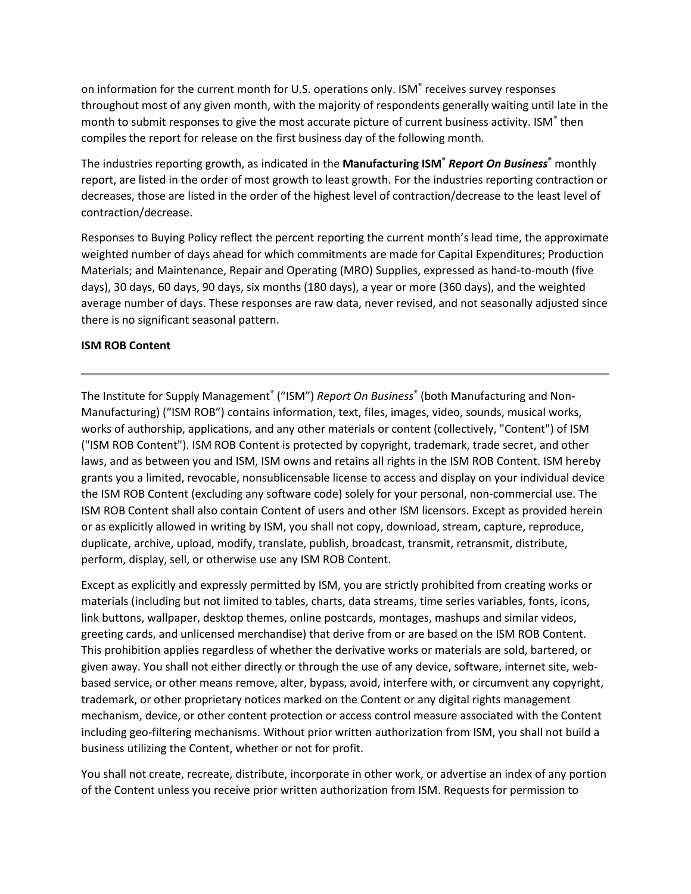on information for the current month for U.S. operations only. ISM® receives survey responses throughout most of any given month, with the majority of respondents generally waiting until late in the month to submit responses to give the most accurate picture of current business activity. ISM® then compiles the report for release on the first business day of the following month.

The industries reporting growth, as indicated in the **Manufacturing ISM®** ***Report On Business®*** monthly report, are listed in the order of most growth to least growth. For the industries reporting contraction or decreases, those are listed in the order of the highest level of contraction/decrease to the least level of contraction/decrease.

Responses to Buying Policy reflect the percent reporting the current month's lead time, the approximate weighted number of days ahead for which commitments are made for Capital Expenditures; Production Materials; and Maintenance, Repair and Operating (MRO) Supplies, expressed as hand-to-mouth (five days), 30 days, 60 days, 90 days, six months (180 days), a year or more (360 days), and the weighted average number of days. These responses are raw data, never revised, and not seasonally adjusted since there is no significant seasonal pattern.

**ISM ROB Content**

---

The Institute for Supply Management® ("ISM") *Report On Business®* (both Manufacturing and Non-Manufacturing) ("ISM ROB") contains information, text, files, images, video, sounds, musical works, works of authorship, applications, and any other materials or content (collectively, "Content") of ISM ("ISM ROB Content"). ISM ROB Content is protected by copyright, trademark, trade secret, and other laws, and as between you and ISM, ISM owns and retains all rights in the ISM ROB Content. ISM hereby grants you a limited, revocable, nonsublicensable license to access and display on your individual device the ISM ROB Content (excluding any software code) solely for your personal, non-commercial use. The ISM ROB Content shall also contain Content of users and other ISM licensors. Except as provided herein or as explicitly allowed in writing by ISM, you shall not copy, download, stream, capture, reproduce, duplicate, archive, upload, modify, translate, publish, broadcast, transmit, retransmit, distribute, perform, display, sell, or otherwise use any ISM ROB Content.

Except as explicitly and expressly permitted by ISM, you are strictly prohibited from creating works or materials (including but not limited to tables, charts, data streams, time series variables, fonts, icons, link buttons, wallpaper, desktop themes, online postcards, montages, mashups and similar videos, greeting cards, and unlicensed merchandise) that derive from or are based on the ISM ROB Content. This prohibition applies regardless of whether the derivative works or materials are sold, bartered, or given away. You shall not either directly or through the use of any device, software, internet site, web-based service, or other means remove, alter, bypass, avoid, interfere with, or circumvent any copyright, trademark, or other proprietary notices marked on the Content or any digital rights management mechanism, device, or other content protection or access control measure associated with the Content including geo-filtering mechanisms. Without prior written authorization from ISM, you shall not build a business utilizing the Content, whether or not for profit.

You shall not create, recreate, distribute, incorporate in other work, or advertise an index of any portion of the Content unless you receive prior written authorization from ISM. Requests for permission to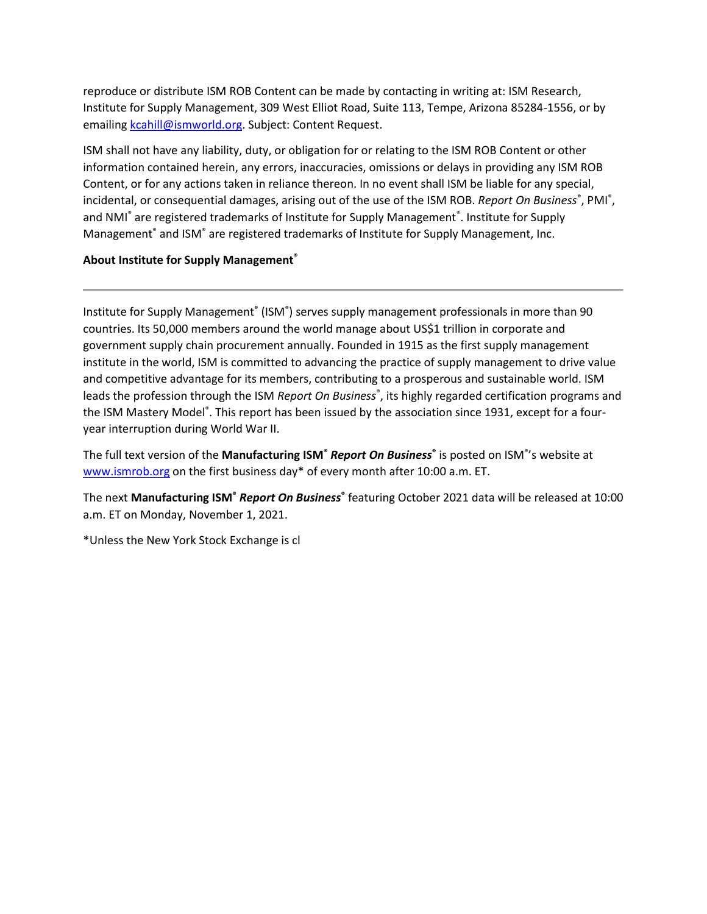reproduce or distribute ISM ROB Content can be made by contacting in writing at: ISM Research, Institute for Supply Management, 309 West Elliot Road, Suite 113, Tempe, Arizona 85284-1556, or by emailing [kcahill@ismworld.org](mailto:kcahill@ismworld.org). Subject: Content Request.

ISM shall not have any liability, duty, or obligation for or relating to the ISM ROB Content or other information contained herein, any errors, inaccuracies, omissions or delays in providing any ISM ROB Content, or for any actions taken in reliance thereon. In no event shall ISM be liable for any special, incidental, or consequential damages, arising out of the use of the ISM ROB. *Report On Business*®, PMI®, and NMI® are registered trademarks of Institute for Supply Management®. Institute for Supply Management® and ISM® are registered trademarks of Institute for Supply Management, Inc.

**About Institute for Supply Management®**

---

Institute for Supply Management® (ISM®) serves supply management professionals in more than 90 countries. Its 50,000 members around the world manage about US$1 trillion in corporate and government supply chain procurement annually. Founded in 1915 as the first supply management institute in the world, ISM is committed to advancing the practice of supply management to drive value and competitive advantage for its members, contributing to a prosperous and sustainable world. ISM leads the profession through the ISM *Report On Business*®, its highly regarded certification programs and the ISM Mastery Model®. This report has been issued by the association since 1931, except for a four-year interruption during World War II.

The full text version of the **Manufacturing ISM® *Report On Business*®** is posted on ISM®'s website at [www.ismrob.org](http://www.ismrob.org) on the first business day* of every month after 10:00 a.m. ET.

The next **Manufacturing ISM® *Report On Business*®** featuring October 2021 data will be released at 10:00 a.m. ET on Monday, November 1, 2021.

*Unless the New York Stock Exchange is cl